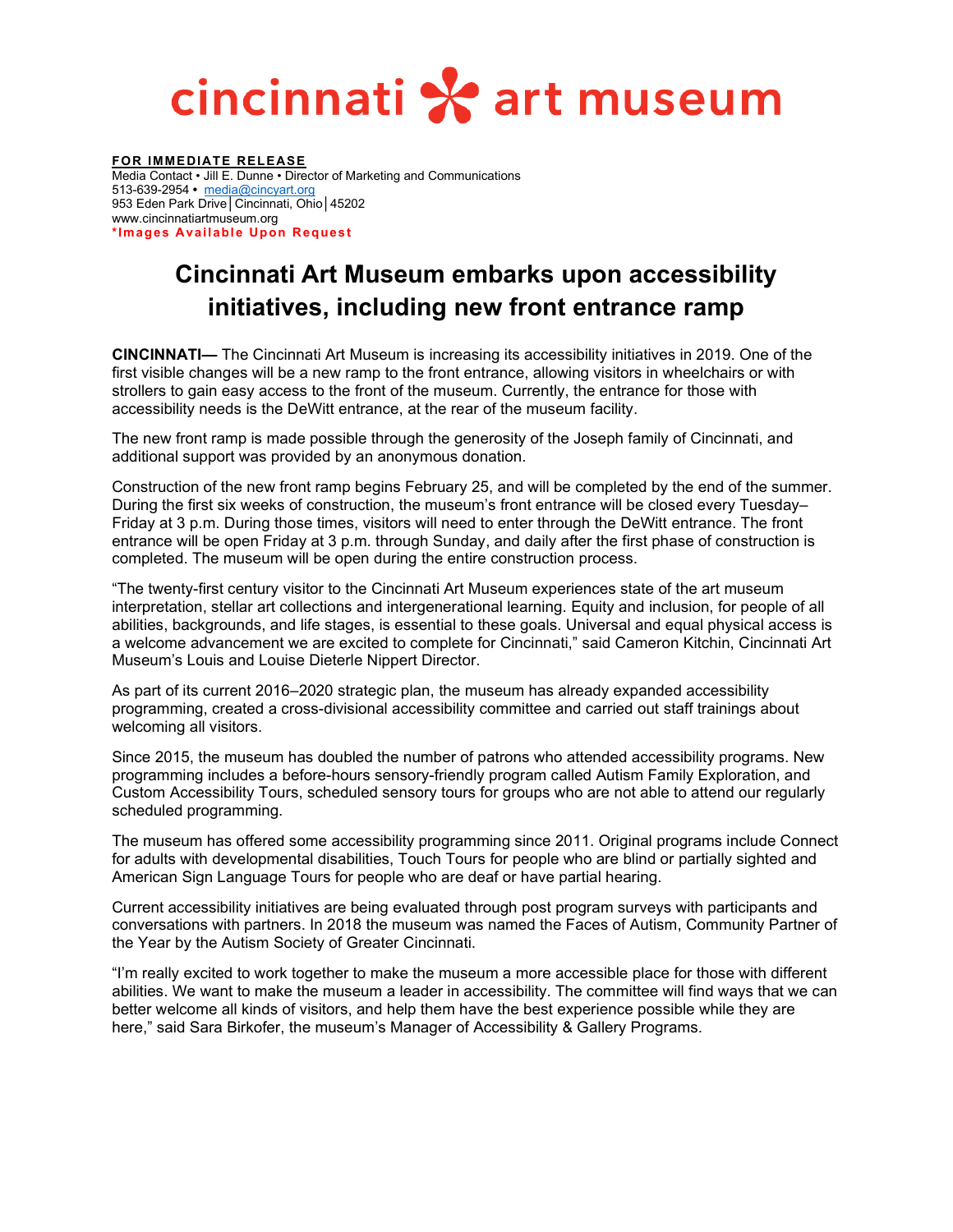cincinnati art museum

**FOR IMMEDIATE RELEASE**
Media Contact • Jill E. Dunne • Director of Marketing and Communications
513-639-2954 • media@cincyart.org
953 Eden Park Drive│Cincinnati, Ohio│45202
www.cincinnatiartmuseum.org
***Images Available Upon Request**

# Cincinnati Art Museum embarks upon accessibility initiatives, including new front entrance ramp

**CINCINNATI—** The Cincinnati Art Museum is increasing its accessibility initiatives in 2019. One of the first visible changes will be a new ramp to the front entrance, allowing visitors in wheelchairs or with strollers to gain easy access to the front of the museum. Currently, the entrance for those with accessibility needs is the DeWitt entrance, at the rear of the museum facility.

The new front ramp is made possible through the generosity of the Joseph family of Cincinnati, and additional support was provided by an anonymous donation.

Construction of the new front ramp begins February 25, and will be completed by the end of the summer. During the first six weeks of construction, the museum's front entrance will be closed every Tuesday–Friday at 3 p.m. During those times, visitors will need to enter through the DeWitt entrance. The front entrance will be open Friday at 3 p.m. through Sunday, and daily after the first phase of construction is completed. The museum will be open during the entire construction process.

"The twenty-first century visitor to the Cincinnati Art Museum experiences state of the art museum interpretation, stellar art collections and intergenerational learning. Equity and inclusion, for people of all abilities, backgrounds, and life stages, is essential to these goals. Universal and equal physical access is a welcome advancement we are excited to complete for Cincinnati," said Cameron Kitchin, Cincinnati Art Museum's Louis and Louise Dieterle Nippert Director.

As part of its current 2016–2020 strategic plan, the museum has already expanded accessibility programming, created a cross-divisional accessibility committee and carried out staff trainings about welcoming all visitors.

Since 2015, the museum has doubled the number of patrons who attended accessibility programs. New programming includes a before-hours sensory-friendly program called Autism Family Exploration, and Custom Accessibility Tours, scheduled sensory tours for groups who are not able to attend our regularly scheduled programming.

The museum has offered some accessibility programming since 2011. Original programs include Connect for adults with developmental disabilities, Touch Tours for people who are blind or partially sighted and American Sign Language Tours for people who are deaf or have partial hearing.

Current accessibility initiatives are being evaluated through post program surveys with participants and conversations with partners. In 2018 the museum was named the Faces of Autism, Community Partner of the Year by the Autism Society of Greater Cincinnati.

"I'm really excited to work together to make the museum a more accessible place for those with different abilities. We want to make the museum a leader in accessibility. The committee will find ways that we can better welcome all kinds of visitors, and help them have the best experience possible while they are here," said Sara Birkofer, the museum's Manager of Accessibility & Gallery Programs.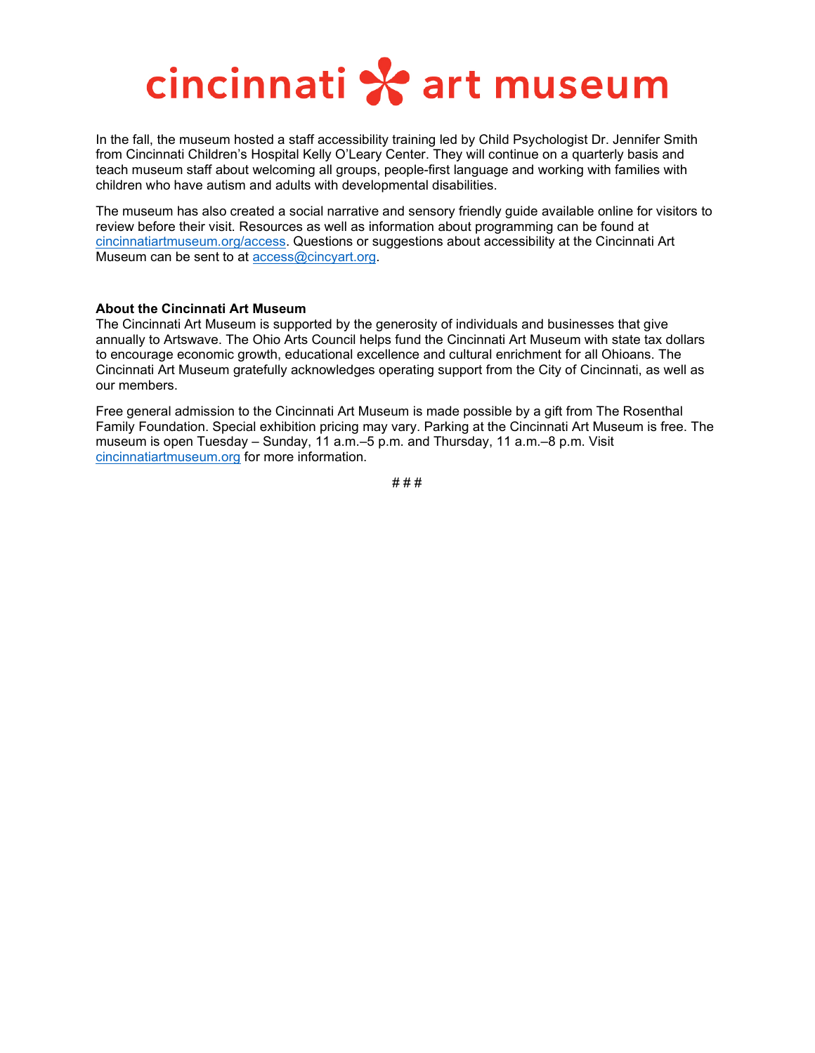cincinnati art museum

In the fall, the museum hosted a staff accessibility training led by Child Psychologist Dr. Jennifer Smith from Cincinnati Children's Hospital Kelly O'Leary Center. They will continue on a quarterly basis and teach museum staff about welcoming all groups, people-first language and working with families with children who have autism and adults with developmental disabilities.

The museum has also created a social narrative and sensory friendly guide available online for visitors to review before their visit. Resources as well as information about programming can be found at cincinnatiartmuseum.org/access. Questions or suggestions about accessibility at the Cincinnati Art Museum can be sent to at access@cincyart.org.

**About the Cincinnati Art Museum**
The Cincinnati Art Museum is supported by the generosity of individuals and businesses that give annually to Artswave. The Ohio Arts Council helps fund the Cincinnati Art Museum with state tax dollars to encourage economic growth, educational excellence and cultural enrichment for all Ohioans. The Cincinnati Art Museum gratefully acknowledges operating support from the City of Cincinnati, as well as our members.

Free general admission to the Cincinnati Art Museum is made possible by a gift from The Rosenthal Family Foundation. Special exhibition pricing may vary. Parking at the Cincinnati Art Museum is free. The museum is open Tuesday – Sunday, 11 a.m.–5 p.m. and Thursday, 11 a.m.–8 p.m. Visit cincinnatiartmuseum.org for more information.

# # #